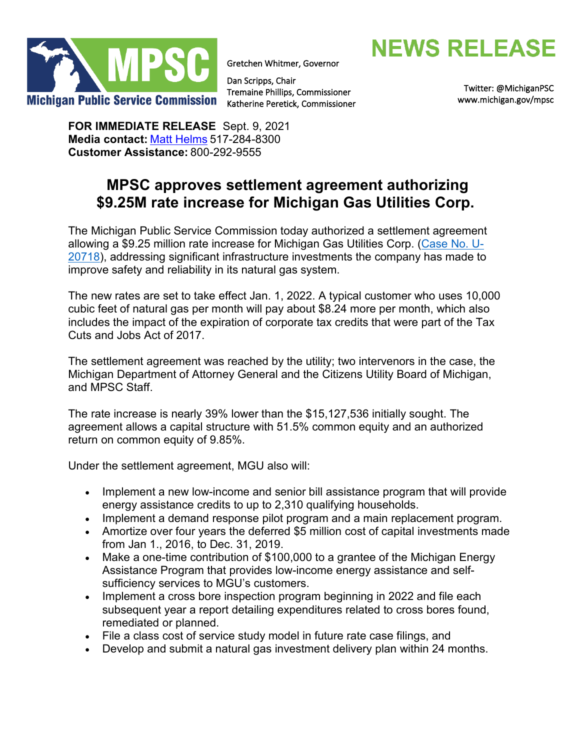Michigan Public Service Commission

Gretchen Whitmer, Governor

Dan Scripps, Chair
Tremaine Phillips, Commissioner
Katherine Peretick, Commissioner

# NEWS RELEASE

Twitter: @MichiganPSC
www.michigan.gov/mpsc

**FOR IMMEDIATE RELEASE** Sept. 9, 2021
**Media contact:** Matt Helms 517-284-8300
**Customer Assistance:** 800-292-9555

## MPSC approves settlement agreement authorizing $9.25M rate increase for Michigan Gas Utilities Corp.

The Michigan Public Service Commission today authorized a settlement agreement allowing a $9.25 million rate increase for Michigan Gas Utilities Corp. (Case No. U-20718), addressing significant infrastructure investments the company has made to improve safety and reliability in its natural gas system.

The new rates are set to take effect Jan. 1, 2022. A typical customer who uses 10,000 cubic feet of natural gas per month will pay about $8.24 more per month, which also includes the impact of the expiration of corporate tax credits that were part of the Tax Cuts and Jobs Act of 2017.

The settlement agreement was reached by the utility; two intervenors in the case, the Michigan Department of Attorney General and the Citizens Utility Board of Michigan, and MPSC Staff.

The rate increase is nearly 39% lower than the $15,127,536 initially sought. The agreement allows a capital structure with 51.5% common equity and an authorized return on common equity of 9.85%.

Under the settlement agreement, MGU also will:

- Implement a new low-income and senior bill assistance program that will provide energy assistance credits to up to 2,310 qualifying households.
- Implement a demand response pilot program and a main replacement program.
- Amortize over four years the deferred $5 million cost of capital investments made from Jan 1., 2016, to Dec. 31, 2019.
- Make a one-time contribution of $100,000 to a grantee of the Michigan Energy Assistance Program that provides low-income energy assistance and self-sufficiency services to MGU's customers.
- Implement a cross bore inspection program beginning in 2022 and file each subsequent year a report detailing expenditures related to cross bores found, remediated or planned.
- File a class cost of service study model in future rate case filings, and
- Develop and submit a natural gas investment delivery plan within 24 months.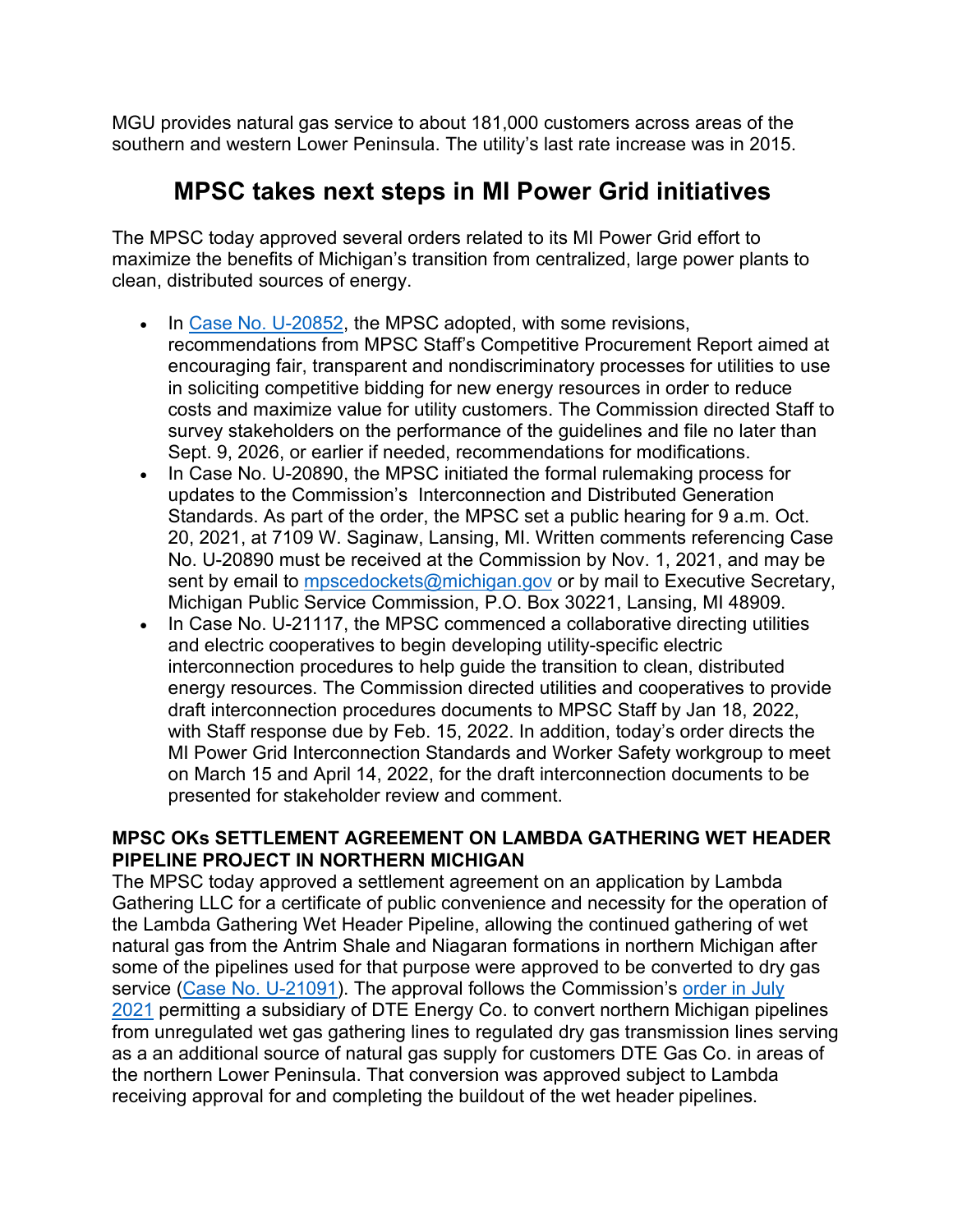MGU provides natural gas service to about 181,000 customers across areas of the southern and western Lower Peninsula. The utility's last rate increase was in 2015.

## MPSC takes next steps in MI Power Grid initiatives

The MPSC today approved several orders related to its MI Power Grid effort to maximize the benefits of Michigan's transition from centralized, large power plants to clean, distributed sources of energy.

- In [Case No. U-20852](), the MPSC adopted, with some revisions, recommendations from MPSC Staff's Competitive Procurement Report aimed at encouraging fair, transparent and nondiscriminatory processes for utilities to use in soliciting competitive bidding for new energy resources in order to reduce costs and maximize value for utility customers. The Commission directed Staff to survey stakeholders on the performance of the guidelines and file no later than Sept. 9, 2026, or earlier if needed, recommendations for modifications.
- In Case No. U-20890, the MPSC initiated the formal rulemaking process for updates to the Commission's Interconnection and Distributed Generation Standards. As part of the order, the MPSC set a public hearing for 9 a.m. Oct. 20, 2021, at 7109 W. Saginaw, Lansing, MI. Written comments referencing Case No. U-20890 must be received at the Commission by Nov. 1, 2021, and may be sent by email to [mpscedockets@michigan.gov]() or by mail to Executive Secretary, Michigan Public Service Commission, P.O. Box 30221, Lansing, MI 48909.
- In Case No. U-21117, the MPSC commenced a collaborative directing utilities and electric cooperatives to begin developing utility-specific electric interconnection procedures to help guide the transition to clean, distributed energy resources. The Commission directed utilities and cooperatives to provide draft interconnection procedures documents to MPSC Staff by Jan 18, 2022, with Staff response due by Feb. 15, 2022. In addition, today's order directs the MI Power Grid Interconnection Standards and Worker Safety workgroup to meet on March 15 and April 14, 2022, for the draft interconnection documents to be presented for stakeholder review and comment.

**MPSC OKs SETTLEMENT AGREEMENT ON LAMBDA GATHERING WET HEADER PIPELINE PROJECT IN NORTHERN MICHIGAN**

The MPSC today approved a settlement agreement on an application by Lambda Gathering LLC for a certificate of public convenience and necessity for the operation of the Lambda Gathering Wet Header Pipeline, allowing the continued gathering of wet natural gas from the Antrim Shale and Niagaran formations in northern Michigan after some of the pipelines used for that purpose were approved to be converted to dry gas service ([Case No. U-21091]()). The approval follows the Commission's [order in July 2021]() permitting a subsidiary of DTE Energy Co. to convert northern Michigan pipelines from unregulated wet gas gathering lines to regulated dry gas transmission lines serving as a an additional source of natural gas supply for customers DTE Gas Co. in areas of the northern Lower Peninsula. That conversion was approved subject to Lambda receiving approval for and completing the buildout of the wet header pipelines.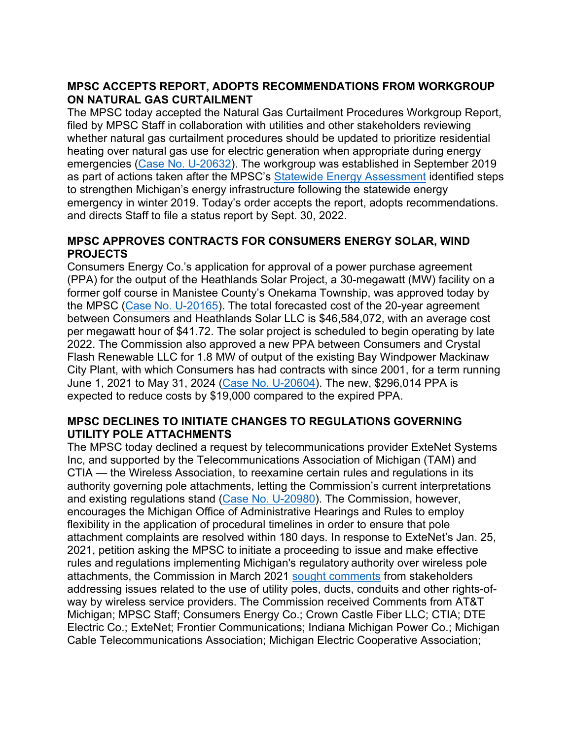**MPSC ACCEPTS REPORT, ADOPTS RECOMMENDATIONS FROM WORKGROUP ON NATURAL GAS CURTAILMENT**

The MPSC today accepted the Natural Gas Curtailment Procedures Workgroup Report, filed by MPSC Staff in collaboration with utilities and other stakeholders reviewing whether natural gas curtailment procedures should be updated to prioritize residential heating over natural gas use for electric generation when appropriate during energy emergencies (Case No. U-20632). The workgroup was established in September 2019 as part of actions taken after the MPSC's Statewide Energy Assessment identified steps to strengthen Michigan's energy infrastructure following the statewide energy emergency in winter 2019. Today's order accepts the report, adopts recommendations. and directs Staff to file a status report by Sept. 30, 2022.

**MPSC APPROVES CONTRACTS FOR CONSUMERS ENERGY SOLAR, WIND PROJECTS**

Consumers Energy Co.'s application for approval of a power purchase agreement (PPA) for the output of the Heathlands Solar Project, a 30-megawatt (MW) facility on a former golf course in Manistee County's Onekama Township, was approved today by the MPSC (Case No. U-20165). The total forecasted cost of the 20-year agreement between Consumers and Heathlands Solar LLC is $46,584,072, with an average cost per megawatt hour of $41.72. The solar project is scheduled to begin operating by late 2022. The Commission also approved a new PPA between Consumers and Crystal Flash Renewable LLC for 1.8 MW of output of the existing Bay Windpower Mackinaw City Plant, with which Consumers has had contracts with since 2001, for a term running June 1, 2021 to May 31, 2024 (Case No. U-20604). The new, $296,014 PPA is expected to reduce costs by $19,000 compared to the expired PPA.

**MPSC DECLINES TO INITIATE CHANGES TO REGULATIONS GOVERNING UTILITY POLE ATTACHMENTS**

The MPSC today declined a request by telecommunications provider ExteNet Systems Inc, and supported by the Telecommunications Association of Michigan (TAM) and CTIA — the Wireless Association, to reexamine certain rules and regulations in its authority governing pole attachments, letting the Commission's current interpretations and existing regulations stand (Case No. U-20980). The Commission, however, encourages the Michigan Office of Administrative Hearings and Rules to employ flexibility in the application of procedural timelines in order to ensure that pole attachment complaints are resolved within 180 days. In response to ExteNet's Jan. 25, 2021, petition asking the MPSC to initiate a proceeding to issue and make effective rules and regulations implementing Michigan's regulatory authority over wireless pole attachments, the Commission in March 2021 sought comments from stakeholders addressing issues related to the use of utility poles, ducts, conduits and other rights-of-way by wireless service providers. The Commission received Comments from AT&T Michigan; MPSC Staff; Consumers Energy Co.; Crown Castle Fiber LLC; CTIA; DTE Electric Co.; ExteNet; Frontier Communications; Indiana Michigan Power Co.; Michigan Cable Telecommunications Association; Michigan Electric Cooperative Association;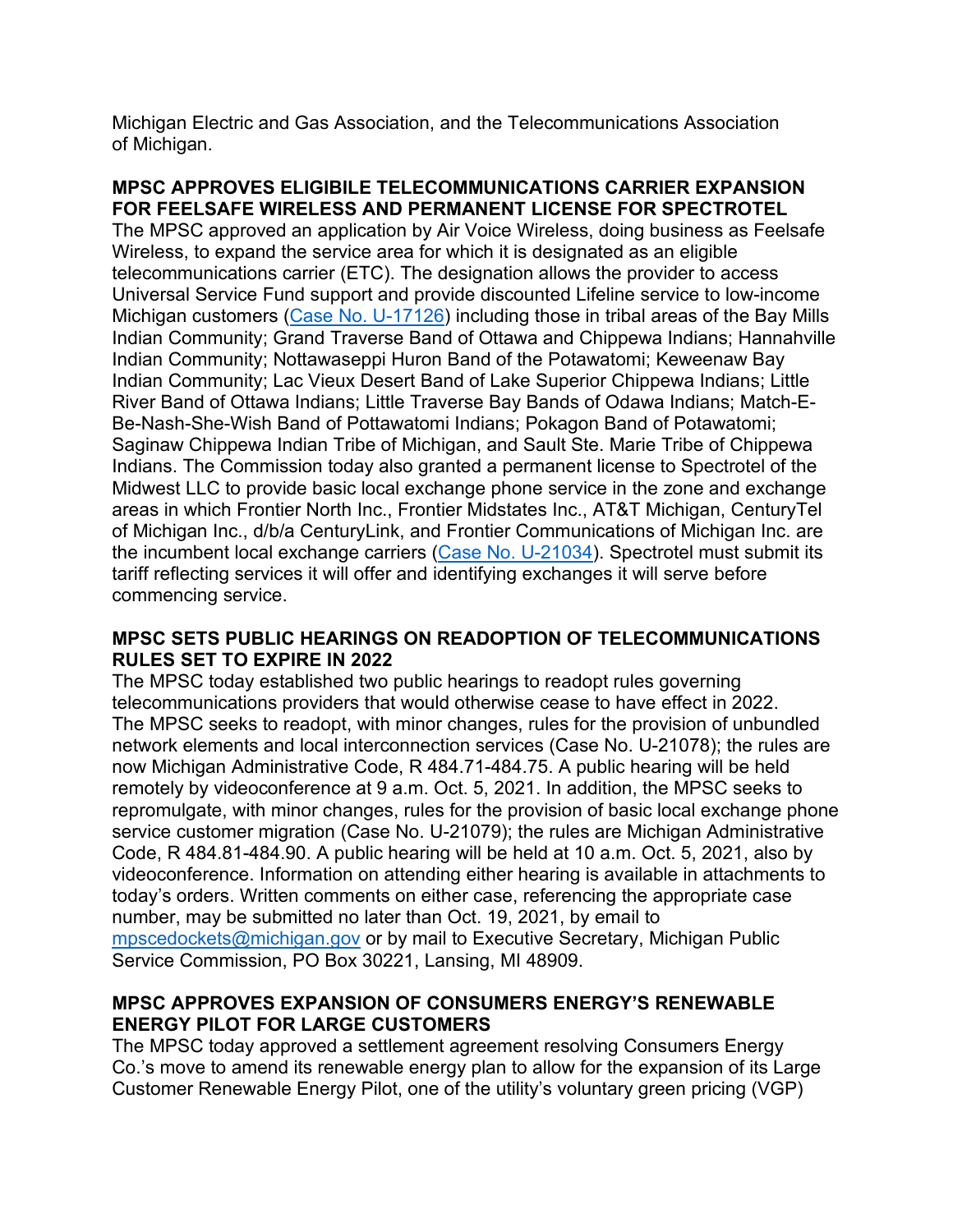Michigan Electric and Gas Association, and the Telecommunications Association of Michigan.

**MPSC APPROVES ELIGIBILE TELECOMMUNICATIONS CARRIER EXPANSION FOR FEELSAFE WIRELESS AND PERMANENT LICENSE FOR SPECTROTEL**

The MPSC approved an application by Air Voice Wireless, doing business as Feelsafe Wireless, to expand the service area for which it is designated as an eligible telecommunications carrier (ETC). The designation allows the provider to access Universal Service Fund support and provide discounted Lifeline service to low-income Michigan customers ([Case No. U-17126]()) including those in tribal areas of the Bay Mills Indian Community; Grand Traverse Band of Ottawa and Chippewa Indians; Hannahville Indian Community; Nottawaseppi Huron Band of the Potawatomi; Keweenaw Bay Indian Community; Lac Vieux Desert Band of Lake Superior Chippewa Indians; Little River Band of Ottawa Indians; Little Traverse Bay Bands of Odawa Indians; Match-E-Be-Nash-She-Wish Band of Pottawatomi Indians; Pokagon Band of Potawatomi; Saginaw Chippewa Indian Tribe of Michigan, and Sault Ste. Marie Tribe of Chippewa Indians. The Commission today also granted a permanent license to Spectrotel of the Midwest LLC to provide basic local exchange phone service in the zone and exchange areas in which Frontier North Inc., Frontier Midstates Inc., AT&T Michigan, CenturyTel of Michigan Inc., d/b/a CenturyLink, and Frontier Communications of Michigan Inc. are the incumbent local exchange carriers ([Case No. U-21034]()). Spectrotel must submit its tariff reflecting services it will offer and identifying exchanges it will serve before commencing service.

**MPSC SETS PUBLIC HEARINGS ON READOPTION OF TELECOMMUNICATIONS RULES SET TO EXPIRE IN 2022**

The MPSC today established two public hearings to readopt rules governing telecommunications providers that would otherwise cease to have effect in 2022. The MPSC seeks to readopt, with minor changes, rules for the provision of unbundled network elements and local interconnection services (Case No. U-21078); the rules are now Michigan Administrative Code, R 484.71-484.75. A public hearing will be held remotely by videoconference at 9 a.m. Oct. 5, 2021. In addition, the MPSC seeks to repromulgate, with minor changes, rules for the provision of basic local exchange phone service customer migration (Case No. U-21079); the rules are Michigan Administrative Code, R 484.81-484.90. A public hearing will be held at 10 a.m. Oct. 5, 2021, also by videoconference. Information on attending either hearing is available in attachments to today's orders. Written comments on either case, referencing the appropriate case number, may be submitted no later than Oct. 19, 2021, by email to [mpscedockets@michigan.gov](mailto:mpscedockets@michigan.gov) or by mail to Executive Secretary, Michigan Public Service Commission, PO Box 30221, Lansing, MI 48909.

**MPSC APPROVES EXPANSION OF CONSUMERS ENERGY'S RENEWABLE ENERGY PILOT FOR LARGE CUSTOMERS**

The MPSC today approved a settlement agreement resolving Consumers Energy Co.'s move to amend its renewable energy plan to allow for the expansion of its Large Customer Renewable Energy Pilot, one of the utility's voluntary green pricing (VGP)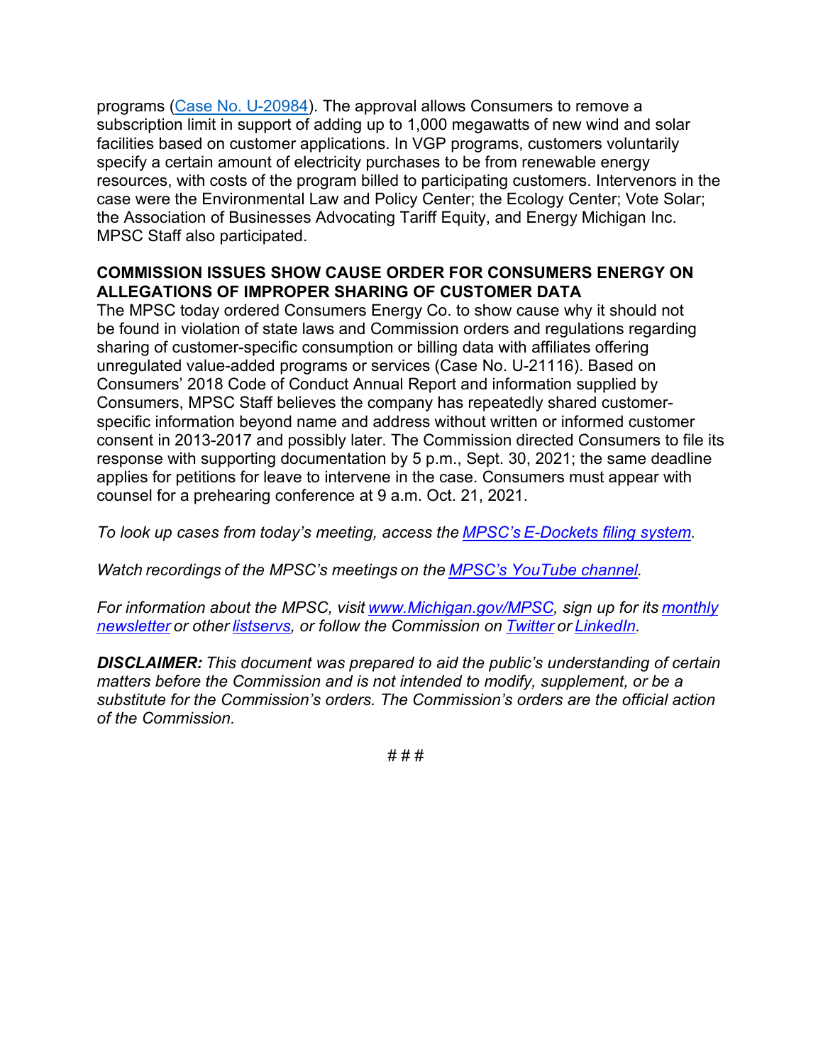programs ([Case No. U-20984](#)). The approval allows Consumers to remove a subscription limit in support of adding up to 1,000 megawatts of new wind and solar facilities based on customer applications. In VGP programs, customers voluntarily specify a certain amount of electricity purchases to be from renewable energy resources, with costs of the program billed to participating customers. Intervenors in the case were the Environmental Law and Policy Center; the Ecology Center; Vote Solar; the Association of Businesses Advocating Tariff Equity, and Energy Michigan Inc. MPSC Staff also participated.

**COMMISSION ISSUES SHOW CAUSE ORDER FOR CONSUMERS ENERGY ON ALLEGATIONS OF IMPROPER SHARING OF CUSTOMER DATA**

The MPSC today ordered Consumers Energy Co. to show cause why it should not be found in violation of state laws and Commission orders and regulations regarding sharing of customer-specific consumption or billing data with affiliates offering unregulated value-added programs or services (Case No. U-21116). Based on Consumers' 2018 Code of Conduct Annual Report and information supplied by Consumers, MPSC Staff believes the company has repeatedly shared customer-specific information beyond name and address without written or informed customer consent in 2013-2017 and possibly later. The Commission directed Consumers to file its response with supporting documentation by 5 p.m., Sept. 30, 2021; the same deadline applies for petitions for leave to intervene in the case. Consumers must appear with counsel for a prehearing conference at 9 a.m. Oct. 21, 2021.

*To look up cases from today's meeting, access the [MPSC's E-Dockets filing system](#).*

*Watch recordings of the MPSC's meetings on the [MPSC's YouTube channel](#).*

*For information about the MPSC, visit [www.Michigan.gov/MPSC](#), sign up for its [monthly newsletter](#) or other [listservs](#), or follow the Commission on [Twitter](#) or [LinkedIn](#).*

***DISCLAIMER:*** *This document was prepared to aid the public's understanding of certain matters before the Commission and is not intended to modify, supplement, or be a substitute for the Commission's orders. The Commission's orders are the official action of the Commission.*

# # #